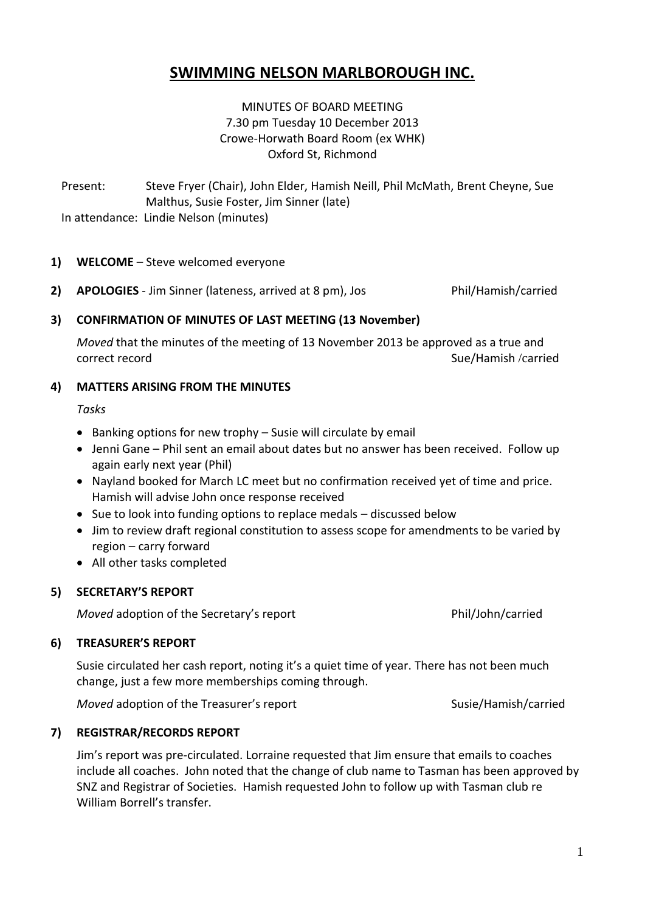# SWIMMING NELSON MARLBOROUGH INC.

MINUTES OF BOARD MEETING
7.30 pm Tuesday 10 December 2013
Crowe-Horwath Board Room (ex WHK)
Oxford St, Richmond

Present: Steve Fryer (Chair), John Elder, Hamish Neill, Phil McMath, Brent Cheyne, Sue Malthus, Susie Foster, Jim Sinner (late)

In attendance: Lindie Nelson (minutes)

**1) WELCOME** – Steve welcomed everyone

**2) APOLOGIES** - Jim Sinner (lateness, arrived at 8 pm), Jos Phil/Hamish/carried

**3) CONFIRMATION OF MINUTES OF LAST MEETING (13 November)**

*Moved* that the minutes of the meeting of 13 November 2013 be approved as a true and correct record Sue/Hamish /carried

**4) MATTERS ARISING FROM THE MINUTES**

*Tasks*

- Banking options for new trophy – Susie will circulate by email
- Jenni Gane – Phil sent an email about dates but no answer has been received. Follow up again early next year (Phil)
- Nayland booked for March LC meet but no confirmation received yet of time and price. Hamish will advise John once response received
- Sue to look into funding options to replace medals – discussed below
- Jim to review draft regional constitution to assess scope for amendments to be varied by region – carry forward
- All other tasks completed

**5) SECRETARY'S REPORT**

*Moved* adoption of the Secretary's report Phil/John/carried

**6) TREASURER'S REPORT**

Susie circulated her cash report, noting it's a quiet time of year. There has not been much change, just a few more memberships coming through.

*Moved* adoption of the Treasurer's report Susie/Hamish/carried

**7) REGISTRAR/RECORDS REPORT**

Jim's report was pre-circulated. Lorraine requested that Jim ensure that emails to coaches include all coaches. John noted that the change of club name to Tasman has been approved by SNZ and Registrar of Societies. Hamish requested John to follow up with Tasman club re William Borrell's transfer.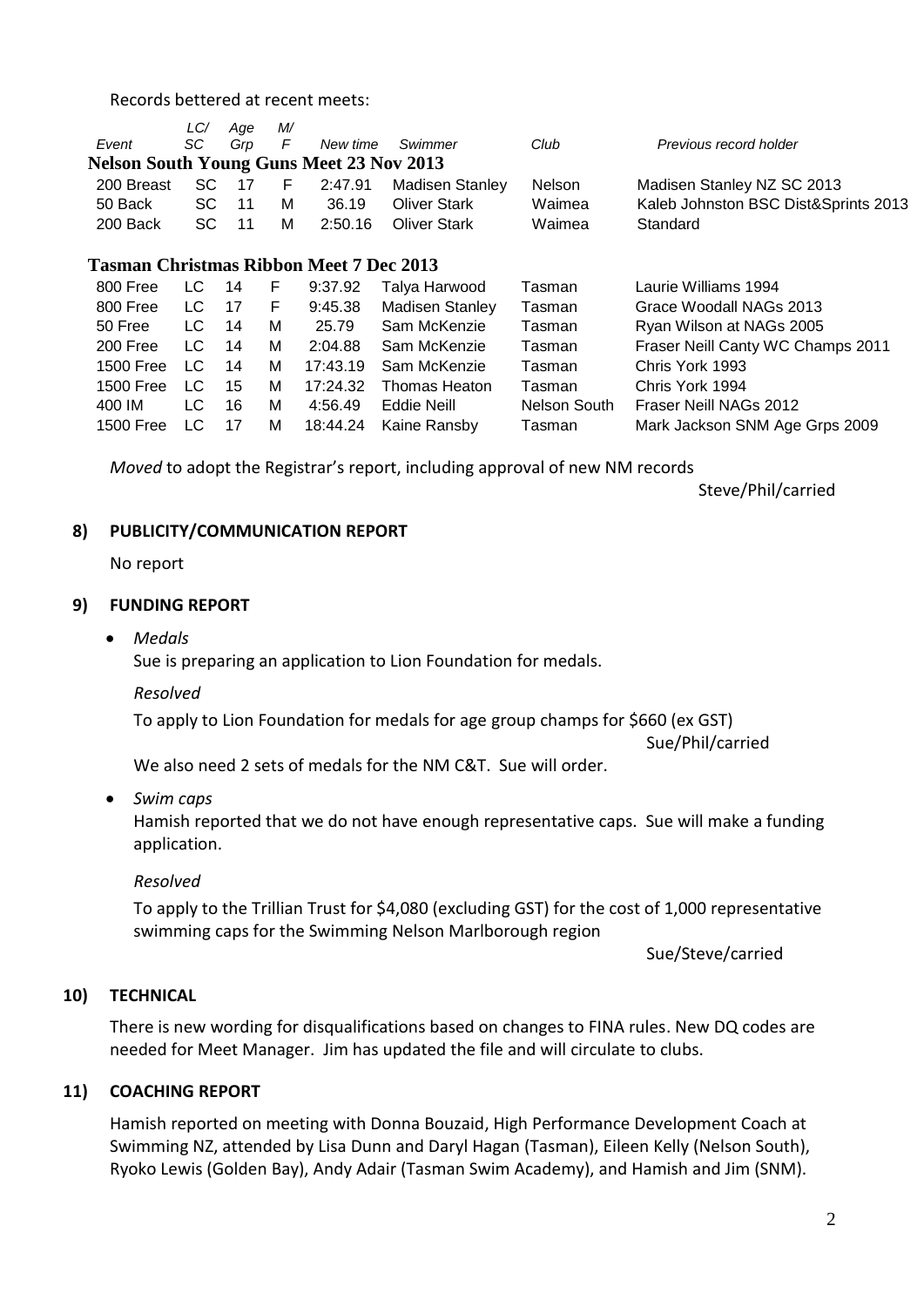Records bettered at recent meets:

| Event | LC/ SC | Age Grp | M/ F | New time | Swimmer | Club | Previous record holder |
|---|---|---|---|---|---|---|---|
| **Nelson South Young Guns Meet 23 Nov 2013** | | | | | | | |
| 200 Breast | SC | 17 | F | 2:47.91 | Madisen Stanley | Nelson | Madisen Stanley NZ SC 2013 |
| 50 Back | SC | 11 | M | 36.19 | Oliver Stark | Waimea | Kaleb Johnston BSC Dist&Sprints 2013 |
| 200 Back | SC | 11 | M | 2:50.16 | Oliver Stark | Waimea | Standard |
| **Tasman Christmas Ribbon Meet 7 Dec 2013** | | | | | | | |
| 800 Free | LC | 14 | F | 9:37.92 | Talya Harwood | Tasman | Laurie Williams 1994 |
| 800 Free | LC | 17 | F | 9:45.38 | Madisen Stanley | Tasman | Grace Woodall NAGs 2013 |
| 50 Free | LC | 14 | M | 25.79 | Sam McKenzie | Tasman | Ryan Wilson at NAGs 2005 |
| 200 Free | LC | 14 | M | 2:04.88 | Sam McKenzie | Tasman | Fraser Neill Canty WC Champs 2011 |
| 1500 Free | LC | 14 | M | 17:43.19 | Sam McKenzie | Tasman | Chris York 1993 |
| 1500 Free | LC | 15 | M | 17:24.32 | Thomas Heaton | Tasman | Chris York 1994 |
| 400 IM | LC | 16 | M | 4:56.49 | Eddie Neill | Nelson South | Fraser Neill NAGs 2012 |
| 1500 Free | LC | 17 | M | 18:44.24 | Kaine Ransby | Tasman | Mark Jackson SNM Age Grps 2009 |

*Moved* to adopt the Registrar's report, including approval of new NM records

Steve/Phil/carried

## 8) PUBLICITY/COMMUNICATION REPORT

No report

## 9) FUNDING REPORT

- *Medals*

  Sue is preparing an application to Lion Foundation for medals.

  *Resolved*

  To apply to Lion Foundation for medals for age group champs for $660 (ex GST)

  Sue/Phil/carried

  We also need 2 sets of medals for the NM C&T. Sue will order.

- *Swim caps*

  Hamish reported that we do not have enough representative caps. Sue will make a funding application.

  *Resolved*

  To apply to the Trillian Trust for $4,080 (excluding GST) for the cost of 1,000 representative swimming caps for the Swimming Nelson Marlborough region

  Sue/Steve/carried

## 10) TECHNICAL

There is new wording for disqualifications based on changes to FINA rules. New DQ codes are needed for Meet Manager. Jim has updated the file and will circulate to clubs.

## 11) COACHING REPORT

Hamish reported on meeting with Donna Bouzaid, High Performance Development Coach at Swimming NZ, attended by Lisa Dunn and Daryl Hagan (Tasman), Eileen Kelly (Nelson South), Ryoko Lewis (Golden Bay), Andy Adair (Tasman Swim Academy), and Hamish and Jim (SNM).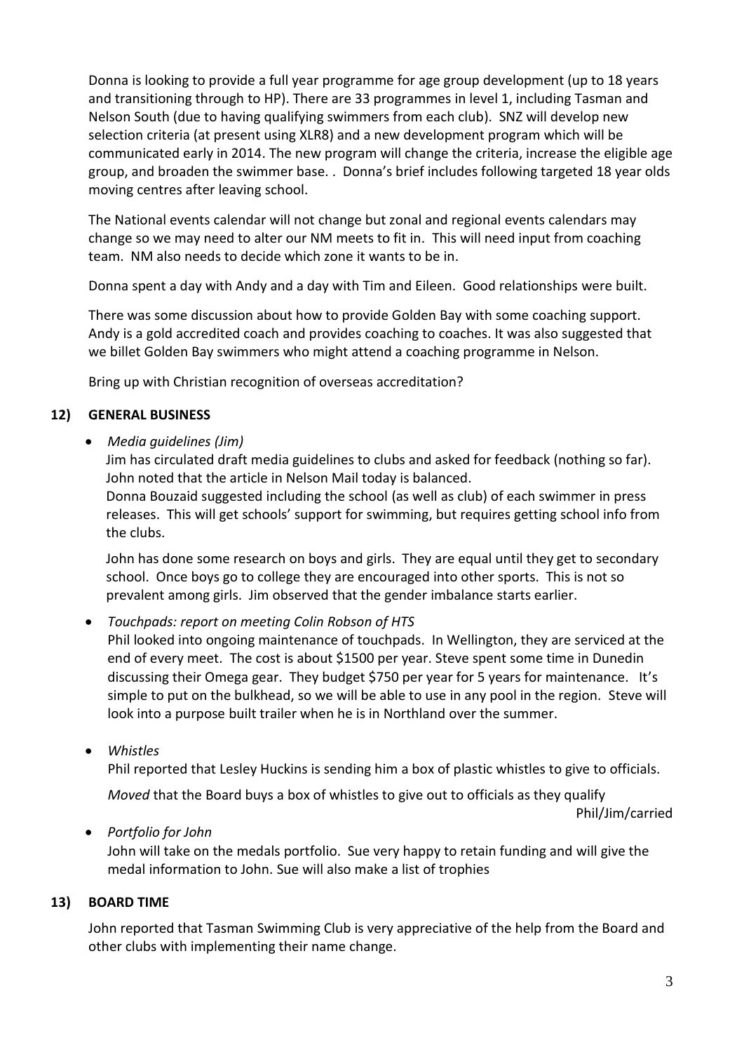Donna is looking to provide a full year programme for age group development (up to 18 years and transitioning through to HP). There are 33 programmes in level 1, including Tasman and Nelson South (due to having qualifying swimmers from each club). SNZ will develop new selection criteria (at present using XLR8) and a new development program which will be communicated early in 2014. The new program will change the criteria, increase the eligible age group, and broaden the swimmer base. . Donna's brief includes following targeted 18 year olds moving centres after leaving school.

The National events calendar will not change but zonal and regional events calendars may change so we may need to alter our NM meets to fit in. This will need input from coaching team. NM also needs to decide which zone it wants to be in.

Donna spent a day with Andy and a day with Tim and Eileen. Good relationships were built.

There was some discussion about how to provide Golden Bay with some coaching support. Andy is a gold accredited coach and provides coaching to coaches. It was also suggested that we billet Golden Bay swimmers who might attend a coaching programme in Nelson.

Bring up with Christian recognition of overseas accreditation?

## 12) GENERAL BUSINESS

- *Media guidelines (Jim)*

  Jim has circulated draft media guidelines to clubs and asked for feedback (nothing so far). John noted that the article in Nelson Mail today is balanced.

  Donna Bouzaid suggested including the school (as well as club) of each swimmer in press releases. This will get schools' support for swimming, but requires getting school info from the clubs.

  John has done some research on boys and girls. They are equal until they get to secondary school. Once boys go to college they are encouraged into other sports. This is not so prevalent among girls. Jim observed that the gender imbalance starts earlier.

- *Touchpads: report on meeting Colin Robson of HTS*

  Phil looked into ongoing maintenance of touchpads. In Wellington, they are serviced at the end of every meet. The cost is about $1500 per year. Steve spent some time in Dunedin discussing their Omega gear. They budget $750 per year for 5 years for maintenance. It's simple to put on the bulkhead, so we will be able to use in any pool in the region. Steve will look into a purpose built trailer when he is in Northland over the summer.

- *Whistles*

  Phil reported that Lesley Huckins is sending him a box of plastic whistles to give to officials.

  *Moved* that the Board buys a box of whistles to give out to officials as they qualify

  Phil/Jim/carried

- *Portfolio for John*

  John will take on the medals portfolio. Sue very happy to retain funding and will give the medal information to John. Sue will also make a list of trophies

## 13) BOARD TIME

John reported that Tasman Swimming Club is very appreciative of the help from the Board and other clubs with implementing their name change.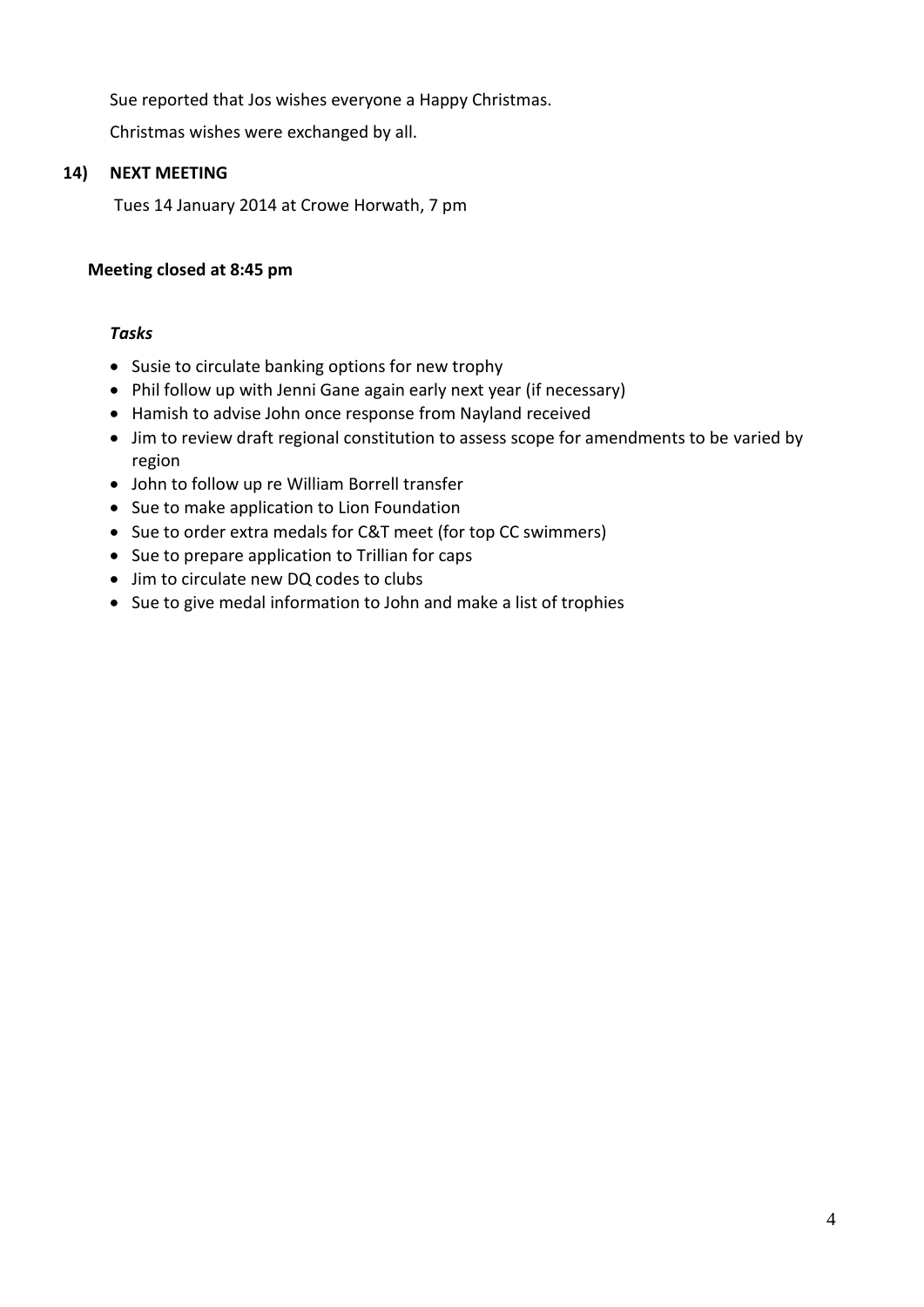Sue reported that Jos wishes everyone a Happy Christmas.

Christmas wishes were exchanged by all.

**14) NEXT MEETING**

Tues 14 January 2014 at Crowe Horwath, 7 pm

**Meeting closed at 8:45 pm**

***Tasks***

- Susie to circulate banking options for new trophy
- Phil follow up with Jenni Gane again early next year (if necessary)
- Hamish to advise John once response from Nayland received
- Jim to review draft regional constitution to assess scope for amendments to be varied by region
- John to follow up re William Borrell transfer
- Sue to make application to Lion Foundation
- Sue to order extra medals for C&T meet (for top CC swimmers)
- Sue to prepare application to Trillian for caps
- Jim to circulate new DQ codes to clubs
- Sue to give medal information to John and make a list of trophies